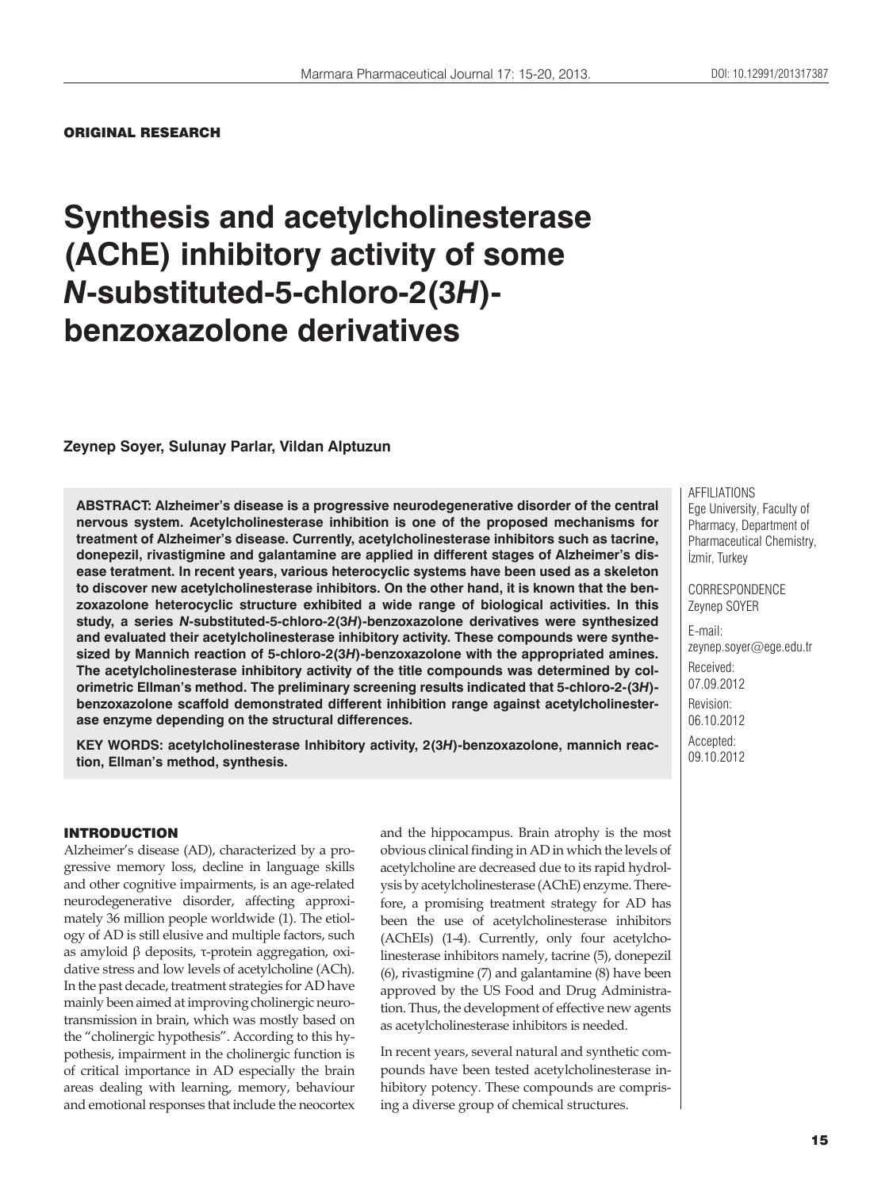ORIGINAL RESEARCH

# Synthesis and acetylcholinesterase (AChE) inhibitory activity of some *N*-substituted-5-chloro-2(3*H*)-benzoxazolone derivatives

**Zeynep Soyer, Sulunay Parlar, Vildan Alptuzun**

**ABSTRACT: Alzheimer's disease is a progressive neurodegenerative disorder of the central nervous system. Acetylcholinesterase inhibition is one of the proposed mechanisms for treatment of Alzheimer's disease. Currently, acetylcholinesterase inhibitors such as tacrine, donepezil, rivastigmine and galantamine are applied in different stages of Alzheimer's disease teratment. In recent years, various heterocyclic systems have been used as a skeleton to discover new acetylcholinesterase inhibitors. On the other hand, it is known that the benzoxazolone heterocyclic structure exhibited a wide range of biological activities. In this study, a series *N*-substituted-5-chloro-2(3*H*)-benzoxazolone derivatives were synthesized and evaluated their acetylcholinesterase inhibitory activity. These compounds were synthesized by Mannich reaction of 5-chloro-2(3*H*)-benzoxazolone with the appropriated amines. The acetylcholinesterase inhibitory activity of the title compounds was determined by colorimetric Ellman's method. The preliminary screening results indicated that 5-chloro-2-(3*H*)-benzoxazolone scaffold demonstrated different inhibition range against acetylcholinesterase enzyme depending on the structural differences.**

**KEY WORDS: acetylcholinesterase Inhibitory activity, 2(3*H*)-benzoxazolone, mannich reaction, Ellman's method, synthesis.**

AFFILIATIONS
Ege University, Faculty of Pharmacy, Department of Pharmaceutical Chemistry, İzmir, Turkey

CORRESPONDENCE
Zeynep SOYER

E-mail:
zeynep.soyer@ege.edu.tr

Received:
07.09.2012

Revision:
06.10.2012

Accepted:
09.10.2012

## INTRODUCTION

Alzheimer's disease (AD), characterized by a progressive memory loss, decline in language skills and other cognitive impairments, is an age-related neurodegenerative disorder, affecting approximately 36 million people worldwide (1). The etiology of AD is still elusive and multiple factors, such as amyloid β deposits, τ-protein aggregation, oxidative stress and low levels of acetylcholine (ACh). In the past decade, treatment strategies for AD have mainly been aimed at improving cholinergic neurotransmission in brain, which was mostly based on the "cholinergic hypothesis". According to this hypothesis, impairment in the cholinergic function is of critical importance in AD especially the brain areas dealing with learning, memory, behaviour and emotional responses that include the neocortex and the hippocampus. Brain atrophy is the most obvious clinical finding in AD in which the levels of acetylcholine are decreased due to its rapid hydrolysis by acetylcholinesterase (AChE) enzyme. Therefore, a promising treatment strategy for AD has been the use of acetylcholinesterase inhibitors (AChEIs) (1-4). Currently, only four acetylcholinesterase inhibitors namely, tacrine (5), donepezil (6), rivastigmine (7) and galantamine (8) have been approved by the US Food and Drug Administration. Thus, the development of effective new agents as acetylcholinesterase inhibitors is needed.

In recent years, several natural and synthetic compounds have been tested acetylcholinesterase inhibitory potency. These compounds are comprising a diverse group of chemical structures.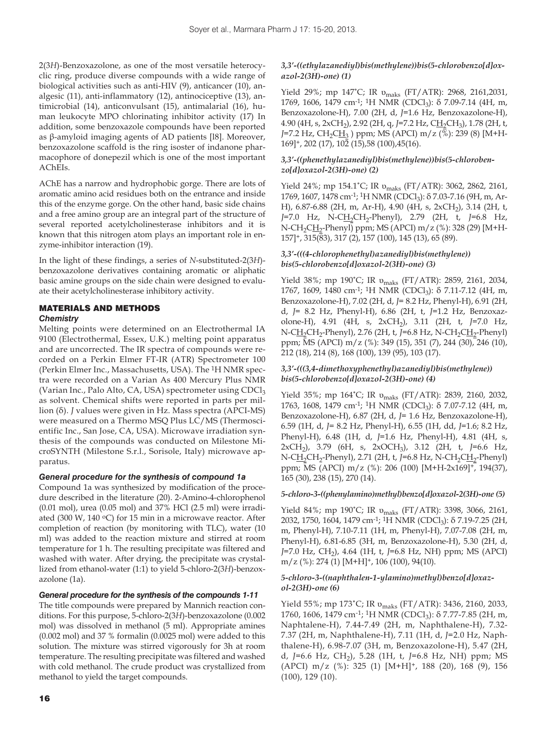2(3*H*)-Benzoxazolone, as one of the most versatile heterocyclic ring, produce diverse compounds with a wide range of biological activities such as anti-HIV (9), anticancer (10), analgesic (11), anti-inflammatory (12), antinociceptive (13), antimicrobial (14), anticonvulsant (15), antimalarial (16), human leukocyte MPO chlorinating inhibitor activity (17) In addition, some benzoxazole compounds have been reported as β-amyloid imaging agents of AD patients [l8]. Moreover, benzoxazolone scaffold is the ring isoster of indanone pharmacophore of donepezil which is one of the most important AChEIs.

AChE has a narrow and hydrophobic gorge. There are lots of aromatic amino acid residues both on the entrance and inside this of the enzyme gorge. On the other hand, basic side chains and a free amino group are an integral part of the structure of several reported acetylcholinesterase inhibitors and it is known that this nitrogen atom plays an important role in enzyme-inhibitor interaction (19).

In the light of these findings, a series of *N*-substituted-2(3*H*)-benzoxazolone derivatives containing aromatic or aliphatic basic amine groups on the side chain were designed to evaluate their acetylcholinesterase inhibitory activity.

## MATERIALS AND METHODS

### Chemistry

Melting points were determined on an Electrothermal IA 9100 (Electrothermal, Essex, U.K.) melting point apparatus and are uncorrected. The IR spectra of compounds were recorded on a Perkin Elmer FT-IR (ATR) Spectrometer 100 (Perkin Elmer Inc., Massachusetts, USA). The $^1$H NMR spectra were recorded on a Varian As 400 Mercury Plus NMR (Varian Inc., Palo Alto, CA, USA) spectrometer using $CDCl_3$ as solvent. Chemical shifts were reported in parts per million (δ). *J* values were given in Hz. Mass spectra (APCI-MS) were measured on a Thermo MSQ Plus LC/MS (Thermoscientific Inc., San Jose, CA, USA). Microwave irradiation synthesis of the compounds was conducted on Milestone MicroSYNTH (Milestone S.r.l., Sorisole, Italy) microwave apparatus.

### General procedure for the synthesis of compound 1a

Compound 1a was synthesized by modification of the procedure described in the literature (20). 2-Amino-4-chlorophenol (0.01 mol), urea (0.05 mol) and 37% HCl (2.5 ml) were irradiated (300 W, 140 °C) for 15 min in a microwave reactor. After completion of reaction (by monitoring with TLC), water (10 ml) was added to the reaction mixture and stirred at room temperature for 1 h. The resulting precipitate was filtered and washed with water. After drying, the precipitate was crystallized from ethanol-water (1:1) to yield 5-chloro-2(3*H*)-benzoxazolone (1a).

### General procedure for the synthesis of the compounds 1-11

The title compounds were prepared by Mannich reaction conditions. For this purpose, 5-chloro-2(3*H*)-benzoxazolone (0.002 mol) was dissolved in methanol (5 ml). Appropriate amines (0.002 mol) and 37 % formalin (0.0025 mol) were added to this solution. The mixture was stirred vigorously for 3h at room temperature. The resulting precipitate was filtered and washed with cold methanol. The crude product was crystallized from methanol to yield the target compounds.

#### *3,3'-((ethylazanediyl)bis(methylene))bis(5-chlorobenzo[d]oxazol-2(3H)-one) (1)*

Yield 29%; mp 147˚C; IR $\upsilon_{maks}$ (FT/ATR): 2968, 2161,2031, 1769, 1606, 1479 cm$^{-1}$; $^1$H NMR ($CDCl_3$): δ 7.09-7.14 (4H, m, Benzoxazolone-H), 7.00 (2H, d, *J*=1.6 Hz, Benzoxazolone-H), 4.90 (4H, s, 2x$CH_2$), 2.92 (2H, q, *J*=7.2 Hz, $\underline{CH_2}CH_3$), 1.78 (2H, t, *J*=7.2 Hz, $CH_2\underline{CH_3}$ ) ppm; MS (APCI) m/z (%): 239 (8) [M+H-169]$^+$, 202 (17), 102 (15),58 (100),45(16).

#### *3,3'-((phenethylazanediyl)bis(methylene))bis(5-chlorobenzo[d]oxazol-2(3H)-one) (2)*

Yield 24%; mp 154.1˚C; IR $\upsilon_{maks}$ (FT/ATR): 3062, 2862, 2161, 1769, 1607, 1478 cm$^{-1}$; $^1$H NMR ($CDCl_3$): δ 7.03-7.16 (9H, m, Ar-H), 6.87-6.88 (2H, m, Ar-H), 4.90 (4H, s, 2x$CH_2$), 3.14 (2H, t, *J*=7.0 Hz, N-$\underline{CH_2}CH_2$-Phenyl), 2.79 (2H, t, *J*=6.8 Hz, N-$CH_2\underline{CH_2}$-Phenyl) ppm; MS (APCI) m/z (%): 328 (29) [M+H-157]$^+$, 315(83), 317 (2), 157 (100), 145 (13), 65 (89).

#### *3,3'-(((4-chlorophenethyl)azanediyl)bis(methylene))bis(5-chlorobenzo[d]oxazol-2(3H)-one) (3)*

Yield 38%; mp 190˚C; IR $\upsilon_{maks}$ (FT/ATR): 2859, 2161, 2034, 1767, 1609, 1480 cm$^{-1}$; $^1$H NMR ($CDCl_3$): δ 7.11-7.12 (4H, m, Benzoxazolone-H), 7.02 (2H, d, *J*= 8.2 Hz, Phenyl-H), 6.91 (2H, d, *J*= 8.2 Hz, Phenyl-H), 6.86 (2H, t, *J*=1.2 Hz, Benzoxazolone-H), 4.91 (4H, s, 2x$CH_2$), 3.11 (2H, t, *J*=7.0 Hz, N-$\underline{CH_2}CH_2$-Phenyl), 2.76 (2H, t, *J*=6.8 Hz, N-$CH_2\underline{CH_2}$-Phenyl) ppm; MS (APCI) m/z (%): 349 (15), 351 (7), 244 (30), 246 (10), 212 (18), 214 (8), 168 (100), 139 (95), 103 (17).

#### *3,3'-(((3,4-dimethoxyphenethyl)azanediyl)bis(methylene))bis(5-chlorobenzo[d]oxazol-2(3H)-one) (4)*

Yield 35%; mp 164˚C; IR $\upsilon_{maks}$ (FT/ATR): 2839, 2160, 2032, 1763, 1608, 1479 cm$^{-1}$; $^1$H NMR ($CDCl_3$): δ 7.07-7.12 (4H, m, Benzoxazolone-H), 6.87 (2H, d, *J*= 1.6 Hz, Benzoxazolone-H), 6.59 (1H, d, *J*= 8.2 Hz, Phenyl-H), 6.55 (1H, dd, *J*=1.6; 8.2 Hz, Phenyl-H), 6.48 (1H, d, *J*=1.6 Hz, Phenyl-H), 4.81 (4H, s, 2x$CH_2$), 3.79 (6H, s, 2x$OCH_3$), 3.12 (2H, t, *J*=6.6 Hz, N-$\underline{CH_2}CH_2$-Phenyl), 2.71 (2H, t, *J*=6.8 Hz, N-$CH_2\underline{CH_2}$-Phenyl) ppm; MS (APCI) m/z (%): 206 (100) [M+H-2x169]$^+$, 194(37), 165 (30), 238 (15), 270 (14).

#### *5-chloro-3-((phenylamino)methyl)benzo[d]oxazol-2(3H)-one (5)*

Yield 84%; mp 190˚C; IR $\upsilon_{maks}$ (FT/ATR): 3398, 3066, 2161, 2032, 1750, 1604, 1479 cm$^{-1}$; $^1$H NMR ($CDCl_3$): δ 7.19-7.25 (2H, m, Phenyl-H), 7.10-7.11 (1H, m, Phenyl-H), 7.07-7.08 (2H, m, Phenyl-H), 6.81-6.85 (3H, m, Benzoxazolone-H), 5.30 (2H, d, *J*=7.0 Hz, $CH_2$), 4.64 (1H, t, *J*=6.8 Hz, NH) ppm; MS (APCI) m/z (%): 274 (1) [M+H]$^+$, 106 (100), 94(10).

#### *5-chloro-3-((naphthalen-1-ylamino)methyl)benzo[d]oxazol-2(3H)-one (6)*

Yield 55%; mp 173˚C; IR $\upsilon_{maks}$ (FT/ATR): 3436, 2160, 2033, 1760, 1606, 1479 cm$^{-1}$; $^1$H NMR ($CDCl_3$): δ 7.77-7.85 (2H, m, Naphthalene-H), 7.44-7.49 (2H, m, Naphthalene-H), 7.32-7.37 (2H, m, Naphthalene-H), 7.11 (1H, d, *J*=2.0 Hz, Naphthalene-H), 6.98-7.07 (3H, m, Benzoxazolone-H), 5.47 (2H, d, *J*=6.6 Hz, $CH_2$), 5.28 (1H, t, *J*=6.8 Hz, NH) ppm; MS (APCI) m/z (%): 325 (1) [M+H]$^+$, 188 (20), 168 (9), 156 (100), 129 (10).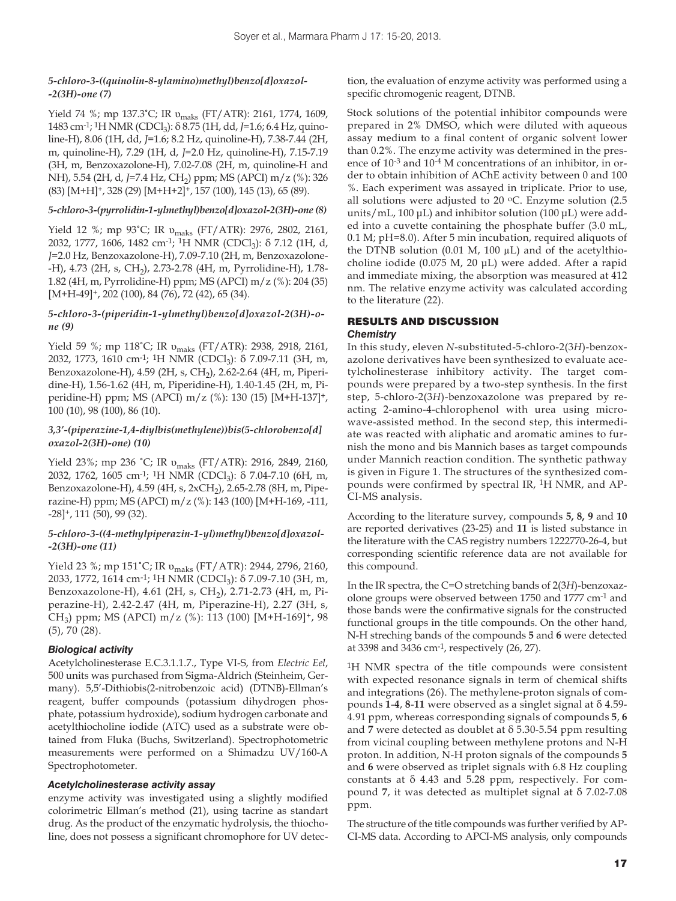#### *5-chloro-3-((quinolin-8-ylamino)methyl)benzo[d]oxazol-2(3H)-one (7)*

Yield 74 %; mp 137.3˚C; IR $υ_{maks}$ (FT/ATR): 2161, 1774, 1609, 1483 cm$^{-1}$; $^1$H NMR ($CDCl_3$): δ 8.75 (1H, dd, *J*=1.6; 6.4 Hz, quinoline-H), 8.06 (1H, dd, *J*=1.6; 8.2 Hz, quinoline-H), 7.38-7.44 (2H, m, quinoline-H), 7.29 (1H, d, *J*=2.0 Hz, quinoline-H), 7.15-7.19 (3H, m, Benzoxazolone-H), 7.02-7.08 (2H, m, quinoline-H and NH), 5.54 (2H, d, *J*=7.4 Hz, $CH_2$) ppm; MS (APCI) m/z (%): 326 (83) $[M+H]^+$, 328 (29) $[M+H+2]^+$, 157 (100), 145 (13), 65 (89).

#### *5-chloro-3-(pyrrolidin-1-ylmethyl)benzo[d]oxazol-2(3H)-one (8)*

Yield 12 %; mp 93˚C; IR $υ_{maks}$ (FT/ATR): 2976, 2802, 2161, 2032, 1777, 1606, 1482 cm$^{-1}$; $^1$H NMR ($CDCl_3$): δ 7.12 (1H, d, *J*=2.0 Hz, Benzoxazolone-H), 7.09-7.10 (2H, m, Benzoxazolone-H), 4.73 (2H, s, $CH_2$), 2.73-2.78 (4H, m, Pyrrolidine-H), 1.78-1.82 (4H, m, Pyrrolidine-H) ppm; MS (APCI) m/z (%): 204 (35) $[M+H-49]^+$, 202 (100), 84 (76), 72 (42), 65 (34).

#### *5-chloro-3-(piperidin-1-ylmethyl)benzo[d]oxazol-2(3H)-one (9)*

Yield 59 %; mp 118˚C; IR $υ_{maks}$ (FT/ATR): 2938, 2918, 2161, 2032, 1773, 1610 cm$^{-1}$; $^1$H NMR ($CDCl_3$): δ 7.09-7.11 (3H, m, Benzoxazolone-H), 4.59 (2H, s, $CH_2$), 2.62-2.64 (4H, m, Piperidine-H), 1.56-1.62 (4H, m, Piperidine-H), 1.40-1.45 (2H, m, Piperidine-H) ppm; MS (APCI) m/z (%): 130 (15) $[M+H-137]^+$, 100 (10), 98 (100), 86 (10).

#### *3,3'-(piperazine-1,4-diylbis(methylene))bis(5-chlorobenzo[d]oxazol-2(3H)-one) (10)*

Yield 23%; mp 236 ˚C; IR $υ_{maks}$ (FT/ATR): 2916, 2849, 2160, 2032, 1762, 1605 cm$^{-1}$; $^1$H NMR ($CDCl_3$): δ 7.04-7.10 (6H, m, Benzoxazolone-H), 4.59 (4H, s, $2xCH_2$), 2.65-2.78 (8H, m, Piperazine-H) ppm; MS (APCI) m/z (%): 143 (100) $[M+H-169, -111, -28]^+$, 111 (50), 99 (32).

#### *5-chloro-3-((4-methylpiperazin-1-yl)methyl)benzo[d]oxazol-2(3H)-one (11)*

Yield 23 %; mp 151˚C; IR $υ_{maks}$ (FT/ATR): 2944, 2796, 2160, 2033, 1772, 1614 cm$^{-1}$; $^1$H NMR ($CDCl_3$): δ 7.09-7.10 (3H, m, Benzoxazolone-H), 4.61 (2H, s, $CH_2$), 2.71-2.73 (4H, m, Piperazine-H), 2.42-2.47 (4H, m, Piperazine-H), 2.27 (3H, s, $CH_3$) ppm; MS (APCI) m/z (%): 113 (100) $[M+H-169]^+$, 98 (5), 70 (28).

### *Biological activity*

Acetylcholinesterase E.C.3.1.1.7., Type VI-S, from *Electric Eel*, 500 units was purchased from Sigma-Aldrich (Steinheim, Germany). 5,5'-Dithiobis(2-nitrobenzoic acid) (DTNB)-Ellman's reagent, buffer compounds (potassium dihydrogen phosphate, potassium hydroxide), sodium hydrogen carbonate and acetylthiocholine iodide (ATC) used as a substrate were obtained from Fluka (Buchs, Switzerland). Spectrophotometric measurements were performed on a Shimadzu UV/160-A Spectrophotometer.

### *Acetylcholinesterase activity assay*

enzyme activity was investigated using a slightly modified colorimetric Ellman's method (21), using tacrine as standart drug. As the product of the enzymatic hydrolysis, the thiocholine, does not possess a significant chromophore for UV detection, the evaluation of enzyme activity was performed using a specific chromogenic reagent, DTNB.

Stock solutions of the potential inhibitor compounds were prepared in 2% DMSO, which were diluted with aqueous assay medium to a final content of organic solvent lower than 0.2%. The enzyme activity was determined in the presence of $10^{-3}$ and $10^{-4}$ M concentrations of an inhibitor, in order to obtain inhibition of AChE activity between 0 and 100 %. Each experiment was assayed in triplicate. Prior to use, all solutions were adjusted to 20 ºC. Enzyme solution (2.5 units/mL, 100 µL) and inhibitor solution (100 µL) were added into a cuvette containing the phosphate buffer (3.0 mL, 0.1 M; pH=8.0). After 5 min incubation, required aliquots of the DTNB solution (0.01 M, 100 µL) and of the acetylthiocholine iodide (0.075 M, 20 µL) were added. After a rapid and immediate mixing, the absorption was measured at 412 nm. The relative enzyme activity was calculated according to the literature (22).

## RESULTS AND DISCUSSION

### *Chemistry*

In this study, eleven *N*-substituted-5-chloro-2(3*H*)-benzoxazolone derivatives have been synthesized to evaluate acetylcholinesterase inhibitory activity. The target compounds were prepared by a two-step synthesis. In the first step, 5-chloro-2(3*H*)-benzoxazolone was prepared by reacting 2-amino-4-chlorophenol with urea using microwave-assisted method. In the second step, this intermediate was reacted with aliphatic and aromatic amines to furnish the mono and bis Mannich bases as target compounds under Mannich reaction condition. The synthetic pathway is given in Figure 1. The structures of the synthesized compounds were confirmed by spectral IR, $^1$H NMR, and APCI-MS analysis.

According to the literature survey, compounds **5, 8, 9** and **10** are reported derivatives (23-25) and **11** is listed substance in the literature with the CAS registry numbers 1222770-26-4, but corresponding scientific reference data are not available for this compound.

In the IR spectra, the C=O stretching bands of 2(3*H*)-benzoxazolone groups were observed between 1750 and 1777 cm$^{-1}$ and those bands were the confirmative signals for the constructed functional groups in the title compounds. On the other hand, N-H streching bands of the compounds **5** and **6** were detected at 3398 and 3436 cm$^{-1}$, respectively (26, 27).

$^1$H NMR spectra of the title compounds were consistent with expected resonance signals in term of chemical shifts and integrations (26). The methylene-proton signals of compounds **1**-**4**, **8**-**11** were observed as a singlet signal at δ 4.59-4.91 ppm, whereas corresponding signals of compounds **5**, **6** and **7** were detected as doublet at δ 5.30-5.54 ppm resulting from vicinal coupling between methylene protons and N-H proton. In addition, N-H proton signals of the compounds **5** and **6** were observed as triplet signals with 6.8 Hz coupling constants at δ 4.43 and 5.28 ppm, respectively. For compound **7**, it was detected as multiplet signal at δ 7.02-7.08 ppm.

The structure of the title compounds was further verified by APCI-MS data. According to APCI-MS analysis, only compounds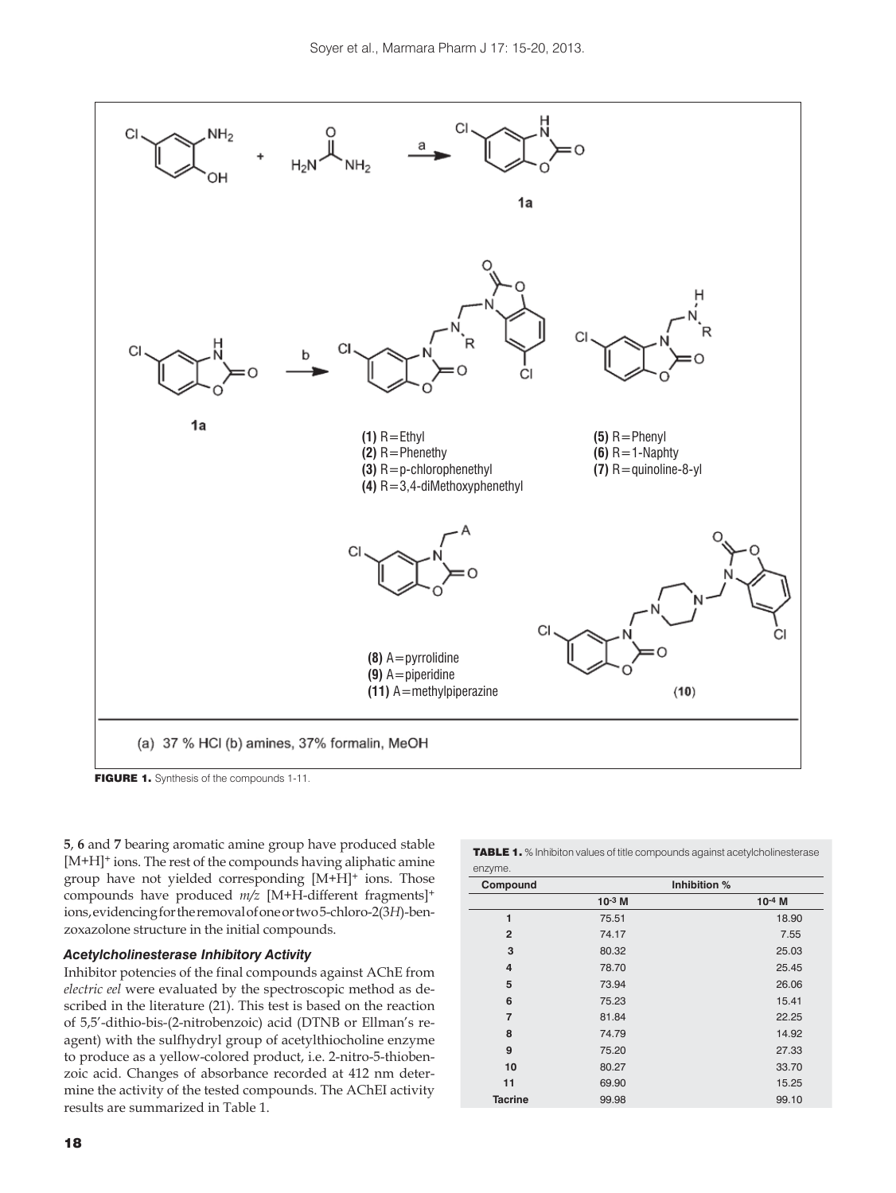(a) 37 % HCl (b) amines, 37% formalin, MeOH

(1) R=Ethyl
(2) R=Phenethy
(3) R=p-chlorophenethyl
(4) R=3,4-diMethoxyphenethyl
(5) R=Phenyl
(6) R=1-Naphty
(7) R=quinoline-8-yl
(8) A=pyrrolidine
(9) A=piperidine
(11) A=methylpiperazine

**FIGURE 1.** Synthesis of the compounds 1-11.

**5**, **6** and **7** bearing aromatic amine group have produced stable $[M+H]^+$ ions. The rest of the compounds having aliphatic amine group have not yielded corresponding $[M+H]^+$ ions. Those compounds have produced *m/z* [M+H-different fragments]$^+$ ions, evidencing for the removal of one or two 5-chloro-2(3*H*)-benzoxazolone structure in the initial compounds.

### *Acetylcholinesterase Inhibitory Activity*

Inhibitor potencies of the final compounds against AChE from *electric eel* were evaluated by the spectroscopic method as described in the literature (21). This test is based on the reaction of 5,5'-dithio-bis-(2-nitrobenzoic) acid (DTNB or Ellman's reagent) with the sulfhydryl group of acetylthiocholine enzyme to produce as a yellow-colored product, i.e. 2-nitro-5-thiobenzoic acid. Changes of absorbance recorded at 412 nm determine the activity of the tested compounds. The AChEI activity results are summarized in Table 1.

**TABLE 1.** % Inhibiton values of title compounds against acetylcholinesterase enzyme.

| Compound | Inhibition % | |
|---|---|---|
| | $10^{-3}$ M | $10^{-4}$ M |
| **1** | 75.51 | 18.90 |
| **2** | 74.17 | 7.55 |
| **3** | 80.32 | 25.03 |
| **4** | 78.70 | 25.45 |
| **5** | 73.94 | 26.06 |
| **6** | 75.23 | 15.41 |
| **7** | 81.84 | 22.25 |
| **8** | 74.79 | 14.92 |
| **9** | 75.20 | 27.33 |
| **10** | 80.27 | 33.70 |
| **11** | 69.90 | 15.25 |
| **Tacrine** | 99.98 | 99.10 |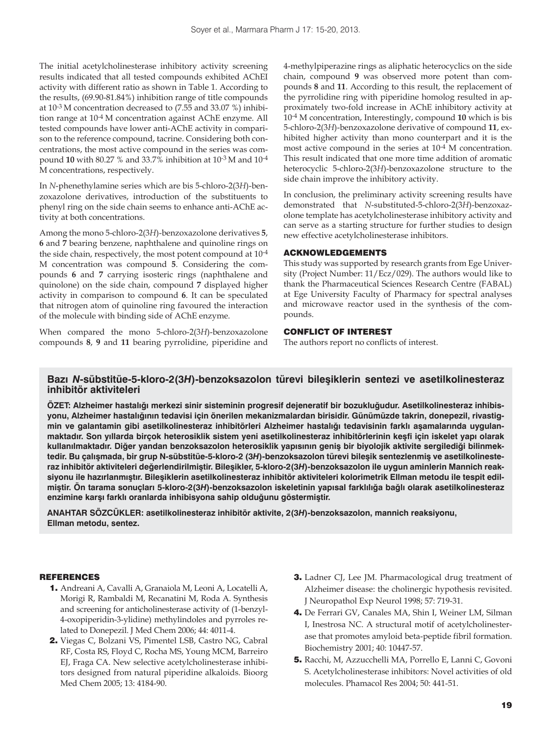The initial acetylcholinesterase inhibitory activity screening results indicated that all tested compounds exhibited AChEI activity with different ratio as shown in Table 1. According to the results, (69.90-81.84%) inhibition range of title compounds at $10^{-3}$ M concentration decreased to (7.55 and 33.07 %) inhibition range at $10^{-4}$ M concentration against AChE enzyme. All tested compounds have lower anti-AChE activity in comparison to the reference compound, tacrine. Considering both concentrations, the most active compound in the series was compound **10** with 80.27 % and 33.7% inhibition at $10^{-3}$ M and $10^{-4}$ M concentrations, respectively.

In *N*-phenethylamine series which are bis 5-chloro-2(3*H*)-benzoxazolone derivatives, introduction of the substituents to phenyl ring on the side chain seems to enhance anti-AChE activity at both concentrations.

Among the mono 5-chloro-2(3*H*)-benzoxazolone derivatives **5**, **6** and **7** bearing benzene, naphthalene and quinoline rings on the side chain, respectively, the most potent compound at $10^{-4}$ M concentration was compound **5**. Considering the compounds **6** and **7** carrying isosteric rings (naphthalene and quinolone) on the side chain, compound **7** displayed higher activity in comparison to compound **6**. It can be speculated that nitrogen atom of quinoline ring favoured the interaction of the molecule with binding side of AChE enzyme.

When compared the mono 5-chloro-2(3*H*)-benzoxazolone compounds **8**, **9** and **11** bearing pyrrolidine, piperidine and 4-methylpiperazine rings as aliphatic heterocyclics on the side chain, compound **9** was observed more potent than compounds **8** and **11**. According to this result, the replacement of the pyrrolidine ring with piperidine homolog resulted in approximately two-fold increase in AChE inhibitory activity at $10^{-4}$ M concentration, Interestingly, compound **10** which is bis 5-chloro-2(3*H*)-benzoxazolone derivative of compound **11**, exhibited higher activity than mono counterpart and it is the most active compound in the series at $10^{-4}$ M concentration. This result indicated that one more time addition of aromatic heterocyclic 5-chloro-2(3*H*)-benzoxazolone structure to the side chain improve the inhibitory activity.

In conclusion, the preliminary activity screening results have demonstrated that *N*-substituted-5-chloro-2(3*H*)-benzoxazolone template has acetylcholinesterase inhibitory activity and can serve as a starting structure for further studies to design new effective acetylcholinesterase inhibitors.

## ACKNOWLEDGEMENTS

This study was supported by research grants from Ege University (Project Number: 11/Ecz/029). The authors would like to thank the Pharmaceutical Sciences Research Centre (FABAL) at Ege University Faculty of Pharmacy for spectral analyses and microwave reactor used in the synthesis of the compounds.

## CONFLICT OF INTEREST

The authors report no conflicts of interest.

## Bazı *N*-sübstitüe-5-kloro-2(3*H*)-benzoksazolon türevi bileşiklerin sentezi ve asetilkolinesteraz inhibitör aktiviteleri

**ÖZET: Alzheimer hastalığı merkezi sinir sisteminin progresif dejeneratif bir bozukluğudur. Asetilkolinesteraz inhibisyonu, Alzheimer hastalığının tedavisi için önerilen mekanizmalardan birisidir. Günümüzde takrin, donepezil, rivastigmin ve galantamin gibi asetilkolinesteraz inhibitörleri Alzheimer hastalığı tedavisinin farklı aşamalarında uygulanmaktadır. Son yıllarda birçok heterosiklik sistem yeni asetilkolinesteraz inhibitörlerinin keşfi için iskelet yapı olarak kullanılmaktadır. Diğer yandan benzoksazolon heterosiklik yapısının geniş bir biyolojik aktivite sergilediği bilinmektedir. Bu çalışmada, bir grup N-sübstitüe-5-kloro-2 (3*H*)-benzoksazolon türevi bileşik sentezlenmiş ve asetilkolinesteraz inhibitör aktiviteleri değerlendirilmiştir. Bileşikler, 5-kloro-2(3*H*)-benzoksazolon ile uygun aminlerin Mannich reaksiyonu ile hazırlanmıştır. Bileşiklerin asetilkolinesteraz inhibitör aktiviteleri kolorimetrik Ellman metodu ile tespit edilmiştir. Ön tarama sonuçları 5-kloro-2(3*H*)-benzoksazolon iskeletinin yapısal farklılığa bağlı olarak asetilkolinesteraz enzimine karşı farklı oranlarda inhibisyona sahip olduğunu göstermiştir.**

**ANAHTAR SÖZCÜKLER: asetilkolinesteraz inhibitör aktivite, 2(3*H*)-benzoksazolon, mannich reaksiyonu, Ellman metodu, sentez.**

## REFERENCES

1. Andreani A, Cavalli A, Granaiola M, Leoni A, Locatelli A, Morigi R, Rambaldi M, Recanatini M, Roda A. Synthesis and screening for anticholinesterase activity of (1-benzyl-4-oxopiperidin-3-ylidine) methylindoles and pyrroles related to Donepezil. J Med Chem 2006; 44: 4011-4.
2. Viegas C, Bolzani VS, Pimentel LSB, Castro NG, Cabral RF, Costa RS, Floyd C, Rocha MS, Young MCM, Barreiro EJ, Fraga CA. New selective acetylcholinesterase inhibitors designed from natural piperidine alkaloids. Bioorg Med Chem 2005; 13: 4184-90.
3. Ladner CJ, Lee JM. Pharmacological drug treatment of Alzheimer disease: the cholinergic hypothesis revisited. J Neuropathol Exp Neurol 1998; 57: 719-31.
4. De Ferrari GV, Canales MA, Shin I, Weiner LM, Silman I, Inestrosa NC. A structural motif of acetylcholinesterase that promotes amyloid beta-peptide fibril formation. Biochemistry 2001; 40: 10447-57.
5. Racchi, M, Azzucchelli MA, Porrello E, Lanni C, Govoni S. Acetylcholinesterase inhibitors: Novel activities of old molecules. Phamacol Res 2004; 50: 441-51.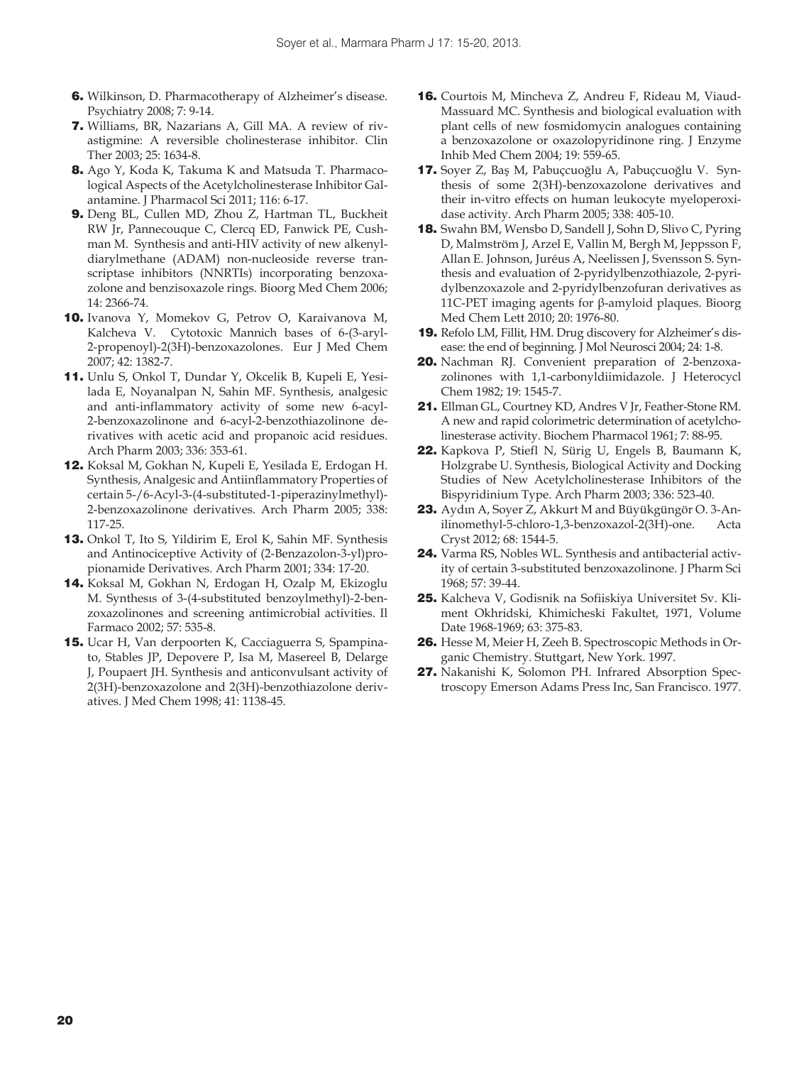6. Wilkinson, D. Pharmacotherapy of Alzheimer's disease. Psychiatry 2008; 7: 9-14.
7. Williams, BR, Nazarians A, Gill MA. A review of rivastigmine: A reversible cholinesterase inhibitor. Clin Ther 2003; 25: 1634-8.
8. Ago Y, Koda K, Takuma K and Matsuda T. Pharmacological Aspects of the Acetylcholinesterase Inhibitor Galantamine. J Pharmacol Sci 2011; 116: 6-17.
9. Deng BL, Cullen MD, Zhou Z, Hartman TL, Buckheit RW Jr, Pannecouque C, Clercq ED, Fanwick PE, Cushman M. Synthesis and anti-HIV activity of new alkenyldiarylmethane (ADAM) non-nucleoside reverse transcriptase inhibitors (NNRTIs) incorporating benzoxazolone and benzisoxazole rings. Bioorg Med Chem 2006; 14: 2366-74.
10. Ivanova Y, Momekov G, Petrov O, Karaivanova M, Kalcheva V. Cytotoxic Mannich bases of 6-(3-aryl-2-propenoyl)-2(3H)-benzoxazolones. Eur J Med Chem 2007; 42: 1382-7.
11. Unlu S, Onkol T, Dundar Y, Okcelik B, Kupeli E, Yesilada E, Noyanalpan N, Sahin MF. Synthesis, analgesic and anti-inflammatory activity of some new 6-acyl-2-benzoxazolinone and 6-acyl-2-benzothiazolinone derivatives with acetic acid and propanoic acid residues. Arch Pharm 2003; 336: 353-61.
12. Koksal M, Gokhan N, Kupeli E, Yesilada E, Erdogan H. Synthesis, Analgesic and Antiinflammatory Properties of certain 5-/6-Acyl-3-(4-substituted-1-piperazinylmethyl)-2-benzoxazolinone derivatives. Arch Pharm 2005; 338: 117-25.
13. Onkol T, Ito S, Yildirim E, Erol K, Sahin MF. Synthesis and Antinociceptive Activity of (2-Benzazolon-3-yl)propionamide Derivatives. Arch Pharm 2001; 334: 17-20.
14. Koksal M, Gokhan N, Erdogan H, Ozalp M, Ekizoglu M. Synthesıs of 3-(4-substituted benzoylmethyl)-2-benzoxazolinones and screening antimicrobial activities. Il Farmaco 2002; 57: 535-8.
15. Ucar H, Van derpoorten K, Cacciaguerra S, Spampinato, Stables JP, Depovere P, Isa M, Masereel B, Delarge J, Poupaert JH. Synthesis and anticonvulsant activity of 2(3H)-benzoxazolone and 2(3H)-benzothiazolone derivatives. J Med Chem 1998; 41: 1138-45.
16. Courtois M, Mincheva Z, Andreu F, Rideau M, Viaud-Massuard MC. Synthesis and biological evaluation with plant cells of new fosmidomycin analogues containing a benzoxazolone or oxazolopyridinone ring. J Enzyme Inhib Med Chem 2004; 19: 559-65.
17. Soyer Z, Baş M, Pabuçcuoğlu A, Pabuçcuoğlu V. Synthesis of some 2(3H)-benzoxazolone derivatives and their in-vitro effects on human leukocyte myeloperoxidase activity. Arch Pharm 2005; 338: 405-10.
18. Swahn BM, Wensbo D, Sandell J, Sohn D, Slivo C, Pyring D, Malmström J, Arzel E, Vallin M, Bergh M, Jeppsson F, Allan E. Johnson, Juréus A, Neelissen J, Svensson S. Synthesis and evaluation of 2-pyridylbenzothiazole, 2-pyridylbenzoxazole and 2-pyridylbenzofuran derivatives as 11C-PET imaging agents for β-amyloid plaques. Bioorg Med Chem Lett 2010; 20: 1976-80.
19. Refolo LM, Fillit, HM. Drug discovery for Alzheimer's disease: the end of beginning. J Mol Neurosci 2004; 24: 1-8.
20. Nachman RJ. Convenient preparation of 2-benzoxazolinones with 1,1-carbonyldiimidazole. J Heterocycl Chem 1982; 19: 1545-7.
21. Ellman GL, Courtney KD, Andres V Jr, Feather-Stone RM. A new and rapid colorimetric determination of acetylcholinesterase activity. Biochem Pharmacol 1961; 7: 88-95.
22. Kapkova P, Stiefl N, Sürig U, Engels B, Baumann K, Holzgrabe U. Synthesis, Biological Activity and Docking Studies of New Acetylcholinesterase Inhibitors of the Bispyridinium Type. Arch Pharm 2003; 336: 523-40.
23. Aydın A, Soyer Z, Akkurt M and Büyükgüngör O. 3-Anilinomethyl-5-chloro-1,3-benzoxazol-2(3H)-one. Acta Cryst 2012; 68: 1544-5.
24. Varma RS, Nobles WL. Synthesis and antibacterial activity of certain 3-substituted benzoxazolinone. J Pharm Sci 1968; 57: 39-44.
25. Kalcheva V, Godisnik na Sofiiskiya Universitet Sv. Kliment Okhridski, Khimicheski Fakultet, 1971, Volume Date 1968-1969; 63: 375-83.
26. Hesse M, Meier H, Zeeh B. Spectroscopic Methods in Organic Chemistry. Stuttgart, New York. 1997.
27. Nakanishi K, Solomon PH. Infrared Absorption Spectroscopy Emerson Adams Press Inc, San Francisco. 1977.